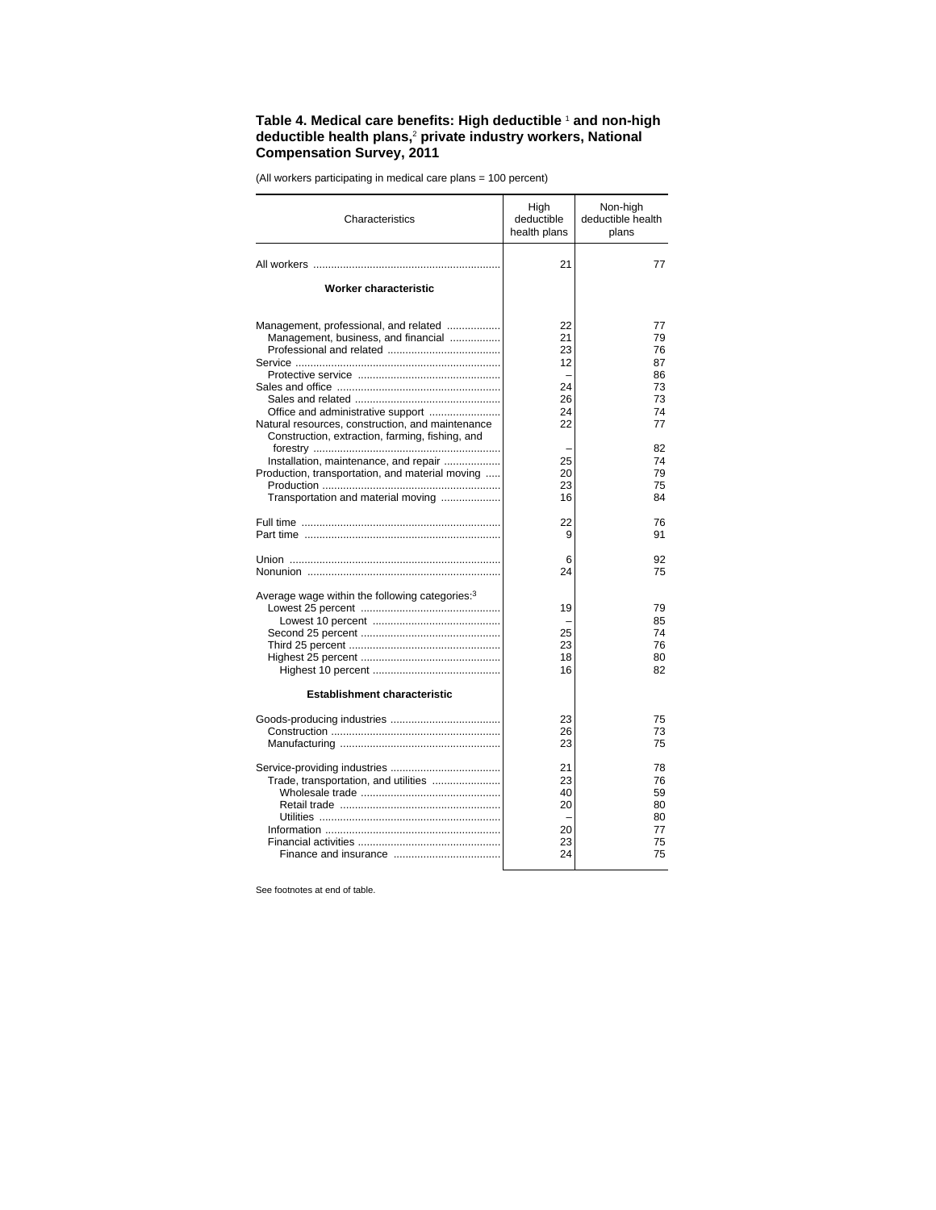### Table 4. Medical care benefits: High deductible [1] and non-high deductible health plans,[2] private industry workers, National Compensation Survey, 2011

(All workers participating in medical care plans = 100 percent)

| Characteristics | High deductible health plans | Non-high deductible health plans |
|---|---|---|
| All workers | 21 | 77 |
| **Worker characteristic** | | |
| Management, professional, and related | 22 | 77 |
| Management, business, and financial | 21 | 79 |
| Professional and related | 23 | 76 |
| Service | 12 | 87 |
| Protective service | – | 86 |
| Sales and office | 24 | 73 |
| Sales and related | 26 | 73 |
| Office and administrative support | 24 | 74 |
| Natural resources, construction, and maintenance | 22 | 77 |
| Construction, extraction, farming, fishing, and forestry | – | 82 |
| Installation, maintenance, and repair | 25 | 74 |
| Production, transportation, and material moving | 20 | 79 |
| Production | 23 | 75 |
| Transportation and material moving | 16 | 84 |
| Full time | 22 | 76 |
| Part time | 9 | 91 |
| Union | 6 | 92 |
| Nonunion | 24 | 75 |
| Average wage within the following categories:[3] | | |
| Lowest 25 percent | 19 | 79 |
| Lowest 10 percent | – | 85 |
| Second 25 percent | 25 | 74 |
| Third 25 percent | 23 | 76 |
| Highest 25 percent | 18 | 80 |
| Highest 10 percent | 16 | 82 |
| **Establishment characteristic** | | |
| Goods-producing industries | 23 | 75 |
| Construction | 26 | 73 |
| Manufacturing | 23 | 75 |
| Service-providing industries | 21 | 78 |
| Trade, transportation, and utilities | 23 | 76 |
| Wholesale trade | 40 | 59 |
| Retail trade | 20 | 80 |
| Utilities | – | 80 |
| Information | 20 | 77 |
| Financial activities | 23 | 75 |
| Finance and insurance | 24 | 75 |

See footnotes at end of table.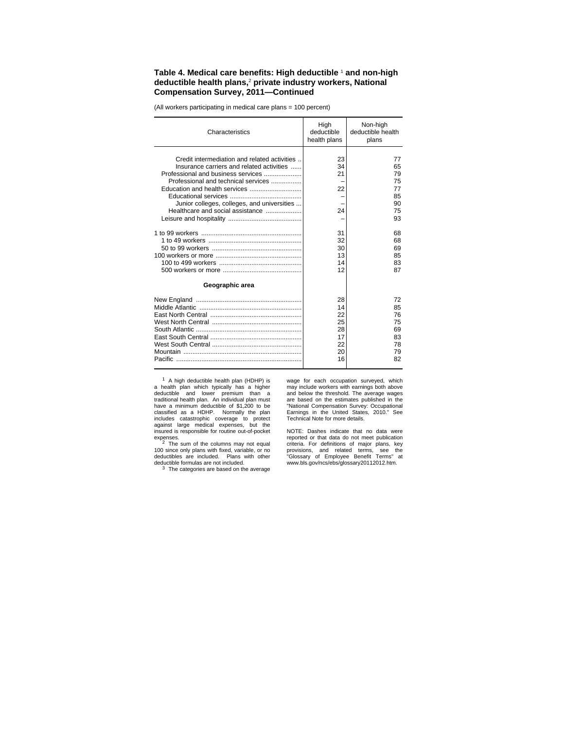### Table 4. Medical care benefits: High deductible [1] and non-high deductible health plans,[2] private industry workers, National Compensation Survey, 2011—Continued

(All workers participating in medical care plans = 100 percent)

| Characteristics | High deductible health plans | Non-high deductible health plans |
|---|---|---|
| Credit intermediation and related activities | 23 | 77 |
| Insurance carriers and related activities | 34 | 65 |
| Professional and business services | 21 | 79 |
| Professional and technical services | – | 75 |
| Education and health services | 22 | 77 |
| Educational services | – | 85 |
| Junior colleges, colleges, and universities | – | 90 |
| Healthcare and social assistance | 24 | 75 |
| Leisure and hospitality | – | 93 |
| 1 to 99 workers | 31 | 68 |
| 1 to 49 workers | 32 | 68 |
| 50 to 99 workers | 30 | 69 |
| 100 workers or more | 13 | 85 |
| 100 to 499 workers | 14 | 83 |
| 500 workers or more | 12 | 87 |
| **Geographic area** | | |
| New England | 28 | 72 |
| Middle Atlantic | 14 | 85 |
| East North Central | 22 | 76 |
| West North Central | 25 | 75 |
| South Atlantic | 28 | 69 |
| East South Central | 17 | 83 |
| West South Central | 22 | 78 |
| Mountain | 20 | 79 |
| Pacific | 16 | 82 |

[1] A high deductible health plan (HDHP) is a health plan which typically has a higher deductible and lower premium than a traditional health plan. An individual plan must have a minimum deductible of $1,200 to be classified as a HDHP. Normally the plan includes catastrophic coverage to protect against large medical expenses, but the insured is responsible for routine out-of-pocket expenses.

[2] The sum of the columns may not equal 100 since only plans with fixed, variable, or no deductibles are included. Plans with other deductible formulas are not included.

[3] The categories are based on the average wage for each occupation surveyed, which may include workers with earnings both above and below the threshold. The average wages are based on the estimates published in the "National Compensation Survey: Occupational Earnings in the United States, 2010." See Technical Note for more details.

NOTE: Dashes indicate that no data were reported or that data do not meet publication criteria. For definitions of major plans, key provisions, and related terms, see the "Glossary of Employee Benefit Terms" at www.bls.gov/ncs/ebs/glossary20112012.htm.